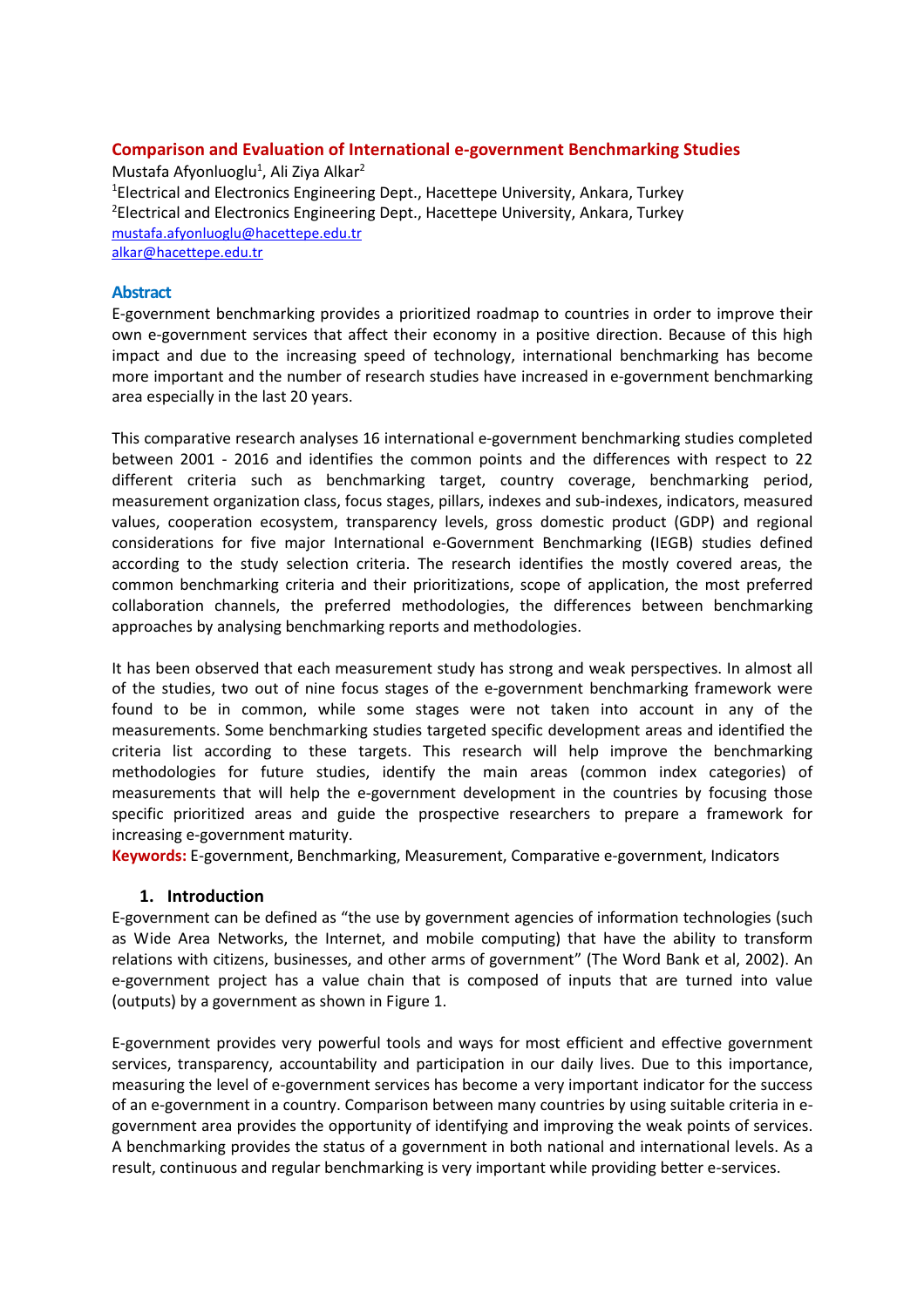# Comparison and Evaluation of International e-government Benchmarking Studies

Mustafa Afyonluoglu[1], Ali Ziya Alkar[2]

[1]Electrical and Electronics Engineering Dept., Hacettepe University, Ankara, Turkey
[2]Electrical and Electronics Engineering Dept., Hacettepe University, Ankara, Turkey
mustafa.afyonluoglu@hacettepe.edu.tr
alkar@hacettepe.edu.tr

## Abstract

E-government benchmarking provides a prioritized roadmap to countries in order to improve their own e-government services that affect their economy in a positive direction. Because of this high impact and due to the increasing speed of technology, international benchmarking has become more important and the number of research studies have increased in e-government benchmarking area especially in the last 20 years.

This comparative research analyses 16 international e-government benchmarking studies completed between 2001 - 2016 and identifies the common points and the differences with respect to 22 different criteria such as benchmarking target, country coverage, benchmarking period, measurement organization class, focus stages, pillars, indexes and sub-indexes, indicators, measured values, cooperation ecosystem, transparency levels, gross domestic product (GDP) and regional considerations for five major International e-Government Benchmarking (IEGB) studies defined according to the study selection criteria. The research identifies the mostly covered areas, the common benchmarking criteria and their prioritizations, scope of application, the most preferred collaboration channels, the preferred methodologies, the differences between benchmarking approaches by analysing benchmarking reports and methodologies.

It has been observed that each measurement study has strong and weak perspectives. In almost all of the studies, two out of nine focus stages of the e-government benchmarking framework were found to be in common, while some stages were not taken into account in any of the measurements. Some benchmarking studies targeted specific development areas and identified the criteria list according to these targets. This research will help improve the benchmarking methodologies for future studies, identify the main areas (common index categories) of measurements that will help the e-government development in the countries by focusing those specific prioritized areas and guide the prospective researchers to prepare a framework for increasing e-government maturity.

**Keywords:** E-government, Benchmarking, Measurement, Comparative e-government, Indicators

## 1. Introduction

E-government can be defined as "the use by government agencies of information technologies (such as Wide Area Networks, the Internet, and mobile computing) that have the ability to transform relations with citizens, businesses, and other arms of government" (The Word Bank et al, 2002). An e-government project has a value chain that is composed of inputs that are turned into value (outputs) by a government as shown in Figure 1.

E-government provides very powerful tools and ways for most efficient and effective government services, transparency, accountability and participation in our daily lives. Due to this importance, measuring the level of e-government services has become a very important indicator for the success of an e-government in a country. Comparison between many countries by using suitable criteria in e-government area provides the opportunity of identifying and improving the weak points of services. A benchmarking provides the status of a government in both national and international levels. As a result, continuous and regular benchmarking is very important while providing better e-services.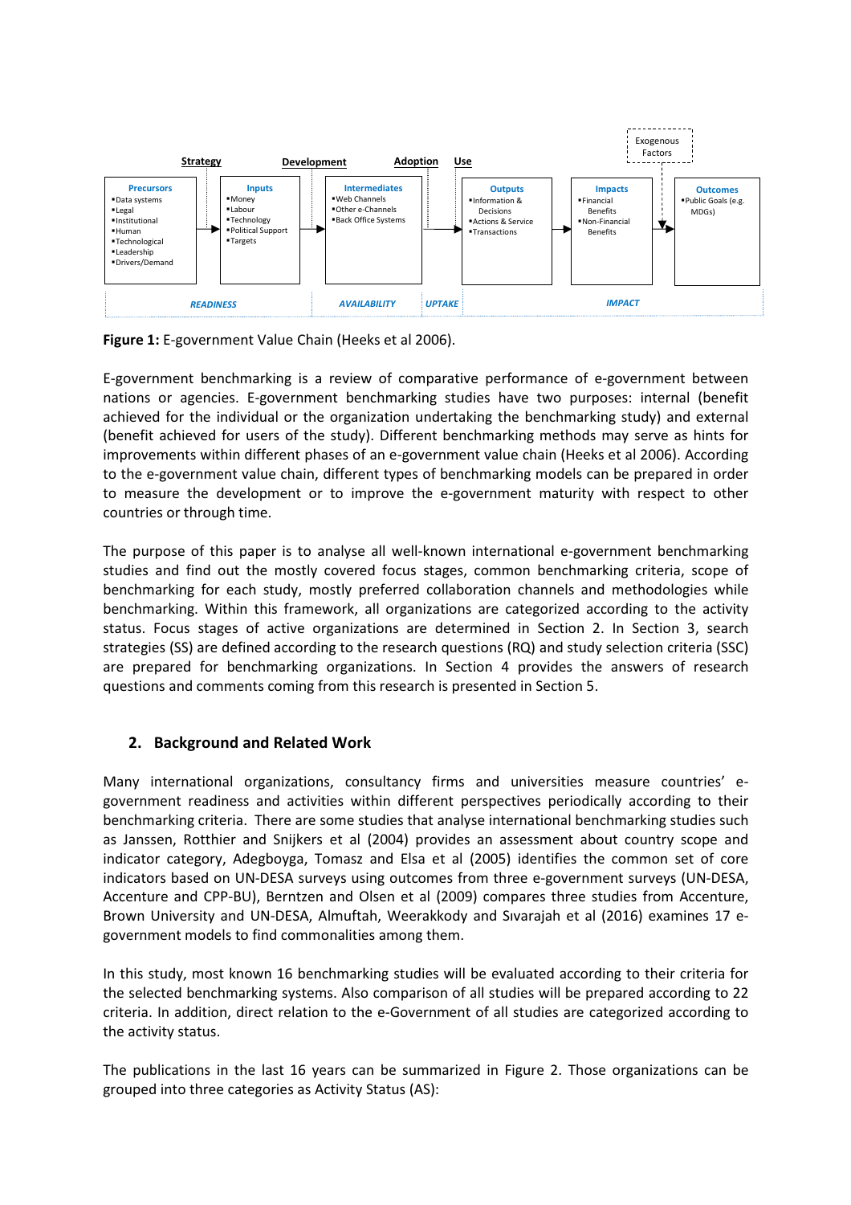| Strategy | | Development | Adoption | Use | | Exogenous Factors |
|---|---|---|---|---|---|---|
| **Precursors**<br>▪Data systems<br>▪Legal<br>▪Institutional<br>▪Human<br>▪Technological<br>▪Leadership<br>▪Drivers/Demand | **Inputs**<br>▪Money<br>▪Labour<br>▪Technology<br>▪Political Support<br>▪Targets | **Intermediates**<br>▪Web Channels<br>▪Other e-Channels<br>▪Back Office Systems | | **Outputs**<br>▪Information & Decisions<br>▪Actions & Service<br>▪Transactions | **Impacts**<br>▪Financial Benefits<br>▪Non-Financial Benefits | **Outcomes**<br>▪Public Goals (e.g. MDGs) |
| *READINESS* | | *AVAILABILITY* | *UPTAKE* | *IMPACT* | | |

**Figure 1:** E-government Value Chain (Heeks et al 2006).

E-government benchmarking is a review of comparative performance of e-government between nations or agencies. E-government benchmarking studies have two purposes: internal (benefit achieved for the individual or the organization undertaking the benchmarking study) and external (benefit achieved for users of the study). Different benchmarking methods may serve as hints for improvements within different phases of an e-government value chain (Heeks et al 2006). According to the e-government value chain, different types of benchmarking models can be prepared in order to measure the development or to improve the e-government maturity with respect to other countries or through time.

The purpose of this paper is to analyse all well-known international e-government benchmarking studies and find out the mostly covered focus stages, common benchmarking criteria, scope of benchmarking for each study, mostly preferred collaboration channels and methodologies while benchmarking. Within this framework, all organizations are categorized according to the activity status. Focus stages of active organizations are determined in Section 2. In Section 3, search strategies (SS) are defined according to the research questions (RQ) and study selection criteria (SSC) are prepared for benchmarking organizations. In Section 4 provides the answers of research questions and comments coming from this research is presented in Section 5.

## 2. Background and Related Work

Many international organizations, consultancy firms and universities measure countries' e-government readiness and activities within different perspectives periodically according to their benchmarking criteria. There are some studies that analyse international benchmarking studies such as Janssen, Rotthier and Snijkers et al (2004) provides an assessment about country scope and indicator category, Adegboyga, Tomasz and Elsa et al (2005) identifies the common set of core indicators based on UN-DESA surveys using outcomes from three e-government surveys (UN-DESA, Accenture and CPP-BU), Berntzen and Olsen et al (2009) compares three studies from Accenture, Brown University and UN-DESA, Almuftah, Weerakkody and Sıvarajah et al (2016) examines 17 e-government models to find commonalities among them.

In this study, most known 16 benchmarking studies will be evaluated according to their criteria for the selected benchmarking systems. Also comparison of all studies will be prepared according to 22 criteria. In addition, direct relation to the e-Government of all studies are categorized according to the activity status.

The publications in the last 16 years can be summarized in Figure 2. Those organizations can be grouped into three categories as Activity Status (AS):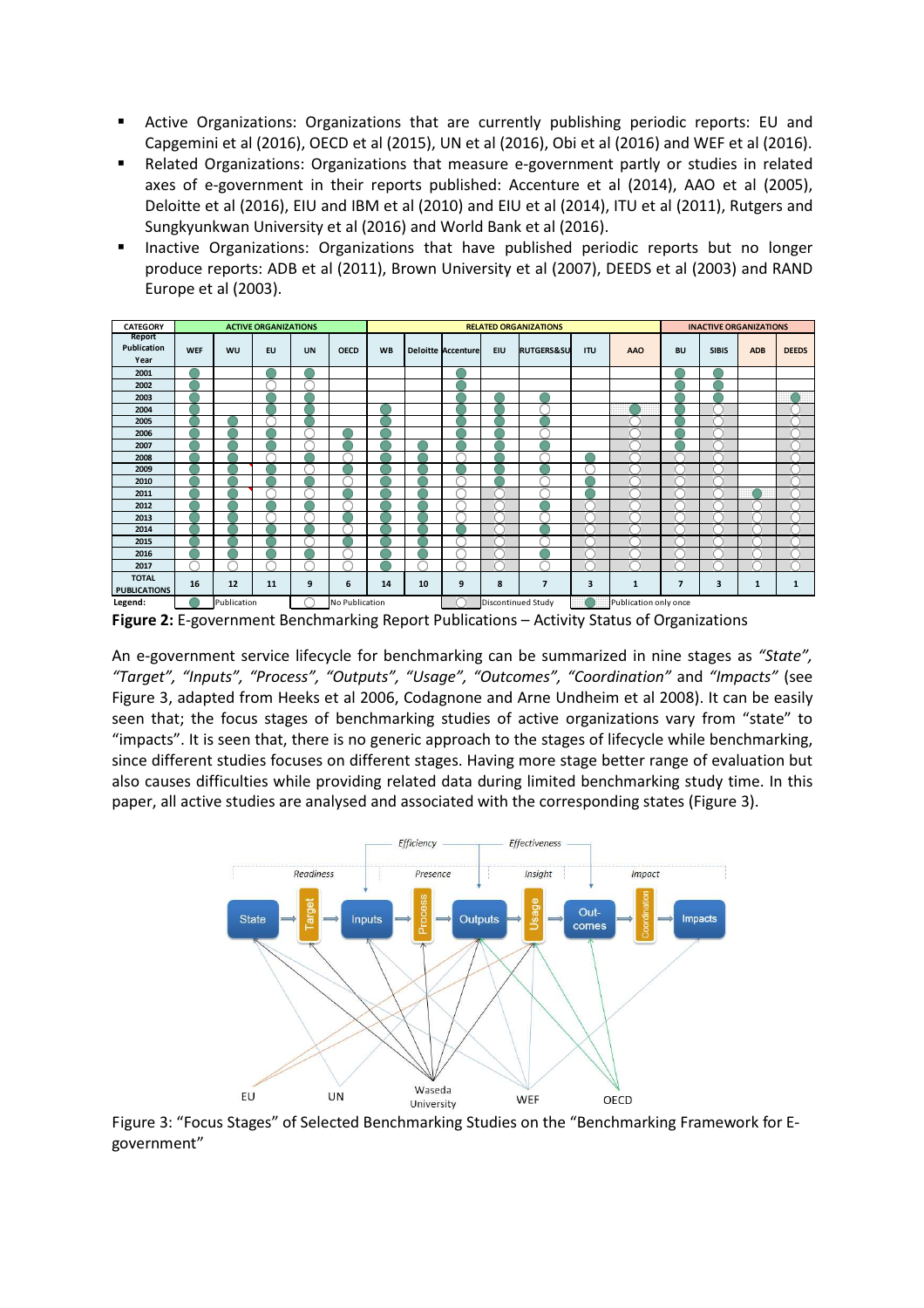- Active Organizations: Organizations that are currently publishing periodic reports: EU and Capgemini et al (2016), OECD et al (2015), UN et al (2016), Obi et al (2016) and WEF et al (2016).
- Related Organizations: Organizations that measure e-government partly or studies in related axes of e-government in their reports published: Accenture et al (2014), AAO et al (2005), Deloitte et al (2016), EIU and IBM et al (2010) and EIU et al (2014), ITU et al (2011), Rutgers and Sungkyunkwan University et al (2016) and World Bank et al (2016).
- Inactive Organizations: Organizations that have published periodic reports but no longer produce reports: ADB et al (2011), Brown University et al (2007), DEEDS et al (2003) and RAND Europe et al (2003).

| CATEGORY | ACTIVE ORGANIZATIONS | | | | | RELATED ORGANIZATIONS | | | | | | | INACTIVE ORGANIZATIONS | | | |
|---|---|---|---|---|---|---|---|---|---|---|---|---|---|---|---|---|
| Report Publication Year | WEF | WU | EU | UN | OECD | WB | Deloitte | Accenture | EIU | RUTGERS&SU | ITU | AAO | BU | SIBIS | ADB | DEEDS |
| 2001 | ● | | ● | ● | | | | ● | | | | | ● | ● | | |
| 2002 | ● | | ○ | ○ | | | | ● | | | | | ● | ● | | |
| 2003 | ● | | ● | ● | | | | ● | ● | ● | | | ● | ● | | ● |
| 2004 | ● | | ● | ● | | ● | | ● | ● | ○ | | ● | ● | ○ | | ○ |
| 2005 | ● | ● | ○ | ● | | ● | | ● | ● | ● | | ○ | ● | ○ | | ○ |
| 2006 | ● | ● | ● | ○ | ● | ● | | ● | ● | ○ | | ○ | ● | ○ | | ○ |
| 2007 | ● | ● | ● | ○ | ● | ● | ● | ● | ● | ● | | ○ | ● | ○ | | ○ |
| 2008 | ● | ● | ○ | ● | ○ | ● | ● | ○ | ● | ○ | ● | ○ | ○ | ○ | | ○ |
| 2009 | ● | ● | ● | ○ | ● | ● | ● | ● | ● | ● | ○ | ○ | ○ | ○ | | ○ |
| 2010 | ● | ● | ● | ● | ○ | ● | ● | ○ | ● | ○ | ● | ○ | ○ | ○ | | ○ |
| 2011 | ● | ● | ○ | ○ | ● | ● | ● | ○ | ○ | ● | ● | ○ | ○ | ○ | ● | ○ |
| 2012 | ● | ● | ● | ● | ○ | ● | ● | ○ | ○ | ● | ○ | ○ | ○ | ○ | ○ | ○ |
| 2013 | ● | ● | ○ | ○ | ● | ● | ● | ○ | ○ | ● | ○ | ○ | ○ | ○ | ○ | ○ |
| 2014 | ● | ● | ● | ● | ○ | ● | ● | ● | ○ | ● | ○ | ○ | ○ | ○ | ○ | ○ |
| 2015 | ● | ● | ● | ○ | ● | ● | ● | ○ | ○ | ○ | ○ | ○ | ○ | ○ | ○ | ○ |
| 2016 | ● | ● | ● | ● | ○ | ● | ● | ○ | ○ | ● | ○ | ○ | ○ | ○ | ○ | ○ |
| 2017 | ○ | ○ | ○ | ○ | ○ | ○ | ○ | ○ | ○ | ○ | ○ | ○ | ○ | ○ | ○ | ○ |
| TOTAL PUBLICATIONS | 16 | 12 | 11 | 9 | 6 | 14 | 10 | 9 | 8 | 7 | 3 | 1 | 7 | 3 | 1 | 1 |

Legend: ● Publication ○ No Publication ○ (shaded) Discontinued Study ● (shaded) Publication only once

**Figure 2:** E-government Benchmarking Report Publications – Activity Status of Organizations

An e-government service lifecycle for benchmarking can be summarized in nine stages as *"State", "Target", "Inputs", "Process", "Outputs", "Usage", "Outcomes", "Coordination"* and *"Impacts"* (see Figure 3, adapted from Heeks et al 2006, Codagnone and Arne Undheim et al 2008). It can be easily seen that; the focus stages of benchmarking studies of active organizations vary from "state" to "impacts". It is seen that, there is no generic approach to the stages of lifecycle while benchmarking, since different studies focuses on different stages. Having more stage better range of evaluation but also causes difficulties while providing related data during limited benchmarking study time. In this paper, all active studies are analysed and associated with the corresponding states (Figure 3).

Figure 3: "Focus Stages" of Selected Benchmarking Studies on the "Benchmarking Framework for E-government"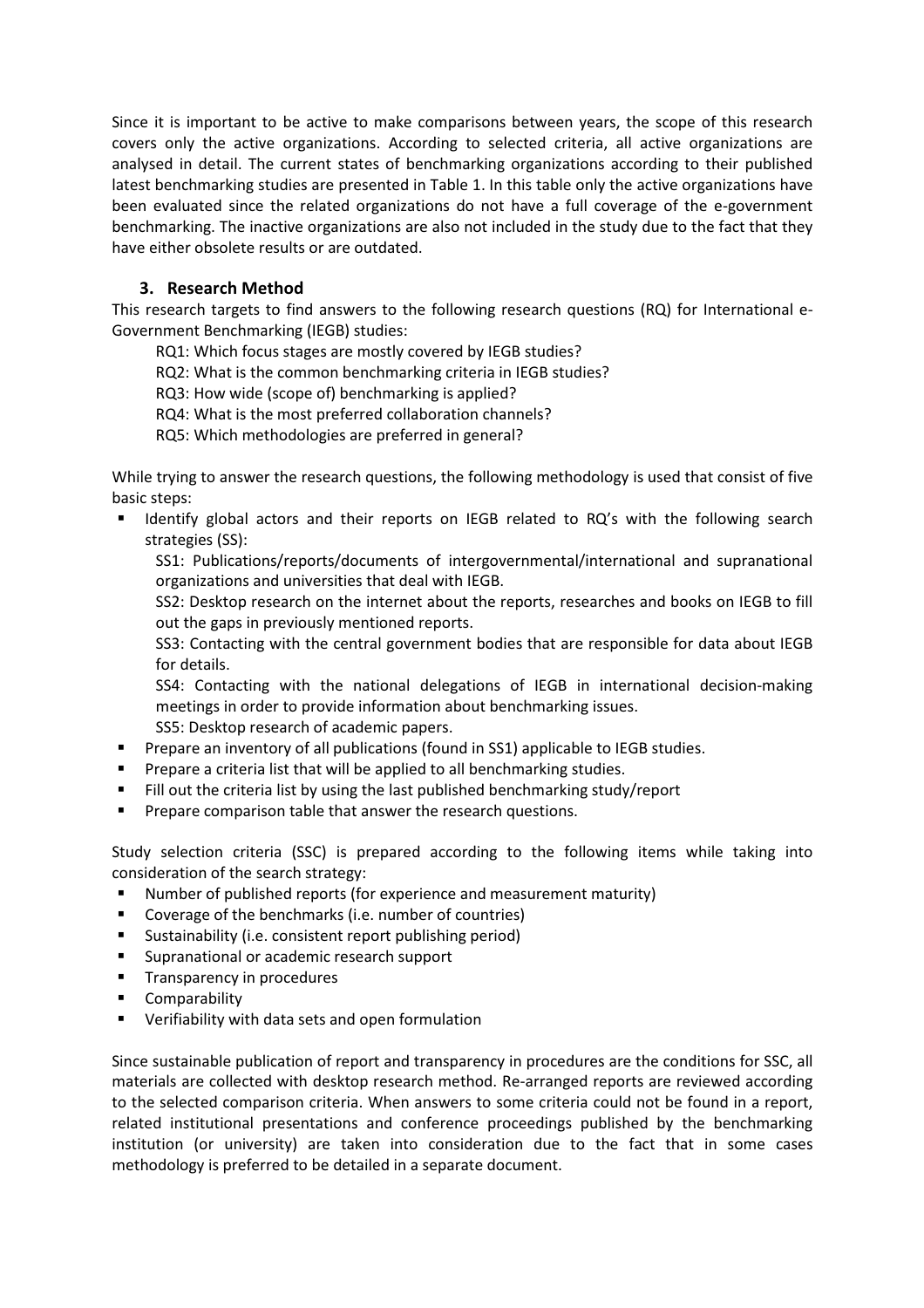Since it is important to be active to make comparisons between years, the scope of this research covers only the active organizations. According to selected criteria, all active organizations are analysed in detail. The current states of benchmarking organizations according to their published latest benchmarking studies are presented in Table 1. In this table only the active organizations have been evaluated since the related organizations do not have a full coverage of the e-government benchmarking. The inactive organizations are also not included in the study due to the fact that they have either obsolete results or are outdated.

## 3. Research Method

This research targets to find answers to the following research questions (RQ) for International e-Government Benchmarking (IEGB) studies:

RQ1: Which focus stages are mostly covered by IEGB studies?

RQ2: What is the common benchmarking criteria in IEGB studies?

RQ3: How wide (scope of) benchmarking is applied?

RQ4: What is the most preferred collaboration channels?

RQ5: Which methodologies are preferred in general?

While trying to answer the research questions, the following methodology is used that consist of five basic steps:

- Identify global actors and their reports on IEGB related to RQ's with the following search strategies (SS):

  SS1: Publications/reports/documents of intergovernmental/international and supranational organizations and universities that deal with IEGB.

  SS2: Desktop research on the internet about the reports, researches and books on IEGB to fill out the gaps in previously mentioned reports.

  SS3: Contacting with the central government bodies that are responsible for data about IEGB for details.

  SS4: Contacting with the national delegations of IEGB in international decision-making meetings in order to provide information about benchmarking issues.

  SS5: Desktop research of academic papers.
- Prepare an inventory of all publications (found in SS1) applicable to IEGB studies.
- Prepare a criteria list that will be applied to all benchmarking studies.
- Fill out the criteria list by using the last published benchmarking study/report
- Prepare comparison table that answer the research questions.

Study selection criteria (SSC) is prepared according to the following items while taking into consideration of the search strategy:

- Number of published reports (for experience and measurement maturity)
- Coverage of the benchmarks (i.e. number of countries)
- Sustainability (i.e. consistent report publishing period)
- Supranational or academic research support
- Transparency in procedures
- Comparability
- Verifiability with data sets and open formulation

Since sustainable publication of report and transparency in procedures are the conditions for SSC, all materials are collected with desktop research method. Re-arranged reports are reviewed according to the selected comparison criteria. When answers to some criteria could not be found in a report, related institutional presentations and conference proceedings published by the benchmarking institution (or university) are taken into consideration due to the fact that in some cases methodology is preferred to be detailed in a separate document.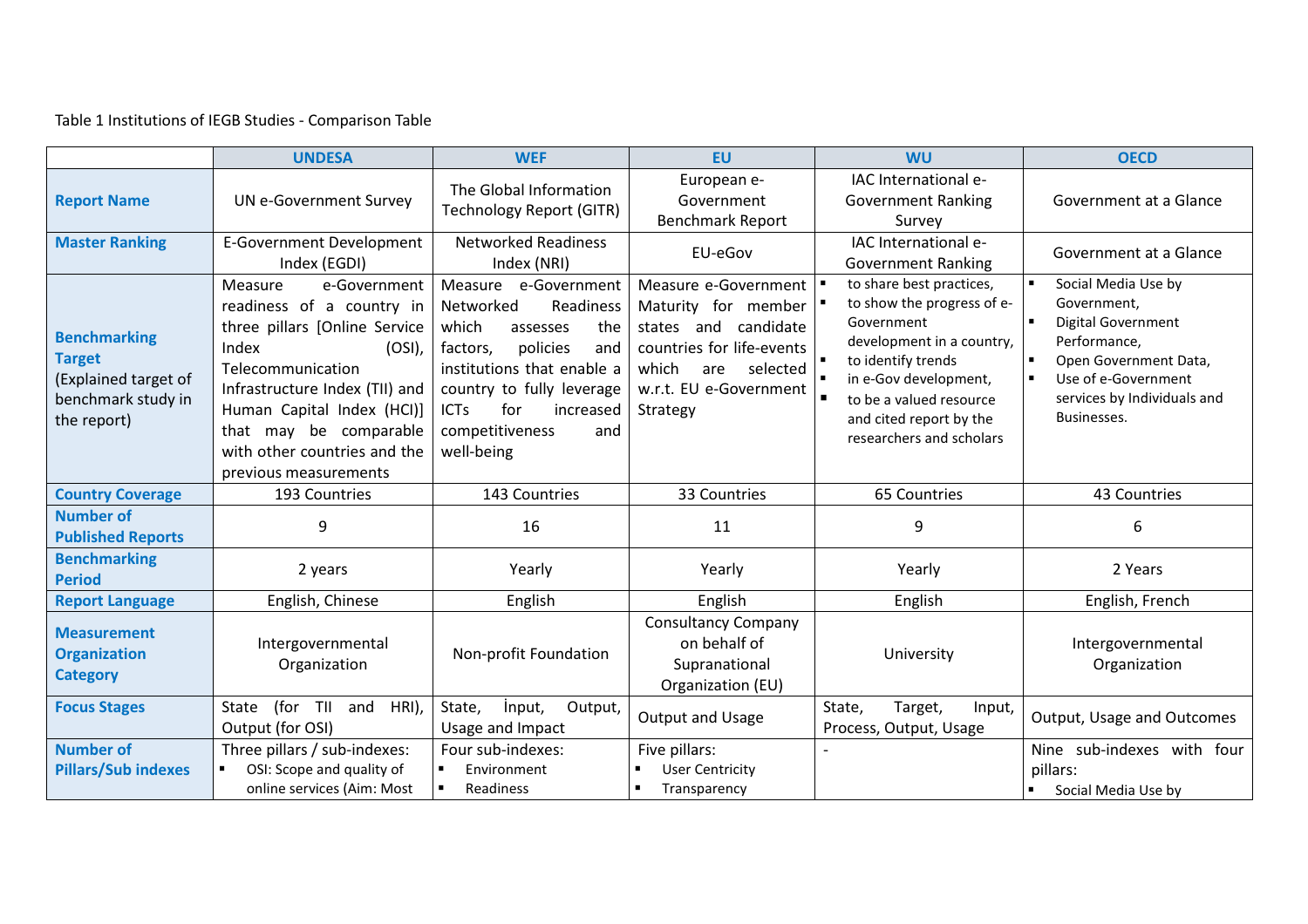Table 1 Institutions of IEGB Studies - Comparison Table

| | UNDESA | WEF | EU | WU | OECD |
|---|---|---|---|---|---|
| **Report Name** | UN e-Government Survey | The Global Information Technology Report (GITR) | European e-Government Benchmark Report | IAC International e-Government Ranking Survey | Government at a Glance |
| **Master Ranking** | E-Government Development Index (EGDI) | Networked Readiness Index (NRI) | EU-eGov | IAC International e-Government Ranking | Government at a Glance |
| **Benchmarking Target** (Explained target of benchmark study in the report) | Measure e-Government readiness of a country in three pillars [Online Service Index (OSI), Telecommunication Infrastructure Index (TII) and Human Capital Index (HCI)] that may be comparable with other countries and the previous measurements | Measure e-Government Networked Readiness which assesses the factors, policies and institutions that enable a country to fully leverage ICTs for increased competitiveness and well-being | Measure e-Government Maturity for member states and candidate countries for life-events which are selected w.r.t. EU e-Government Strategy | ▪ to share best practices, ▪ to show the progress of e-Government development in a country, ▪ to identify trends ▪ in e-Gov development, ▪ to be a valued resource and cited report by the researchers and scholars | ▪ Social Media Use by Government, ▪ Digital Government Performance, ▪ Open Government Data, ▪ Use of e-Government services by Individuals and Businesses. |
| **Country Coverage** | 193 Countries | 143 Countries | 33 Countries | 65 Countries | 43 Countries |
| **Number of Published Reports** | 9 | 16 | 11 | 9 | 6 |
| **Benchmarking Period** | 2 years | Yearly | Yearly | Yearly | 2 Years |
| **Report Language** | English, Chinese | English | English | English | English, French |
| **Measurement Organization Category** | Intergovernmental Organization | Non-profit Foundation | Consultancy Company on behalf of Supranational Organization (EU) | University | Intergovernmental Organization |
| **Focus Stages** | State (for TII and HRI), Output (for OSI) | State, İnput, Output, Usage and Impact | Output and Usage | State, Target, Input, Process, Output, Usage | Output, Usage and Outcomes |
| **Number of Pillars/Sub indexes** | Three pillars / sub-indexes: ▪ OSI: Scope and quality of online services (Aim: Most | Four sub-indexes: ▪ Environment ▪ Readiness | Five pillars: ▪ User Centricity ▪ Transparency | - | Nine sub-indexes with four pillars: ▪ Social Media Use by |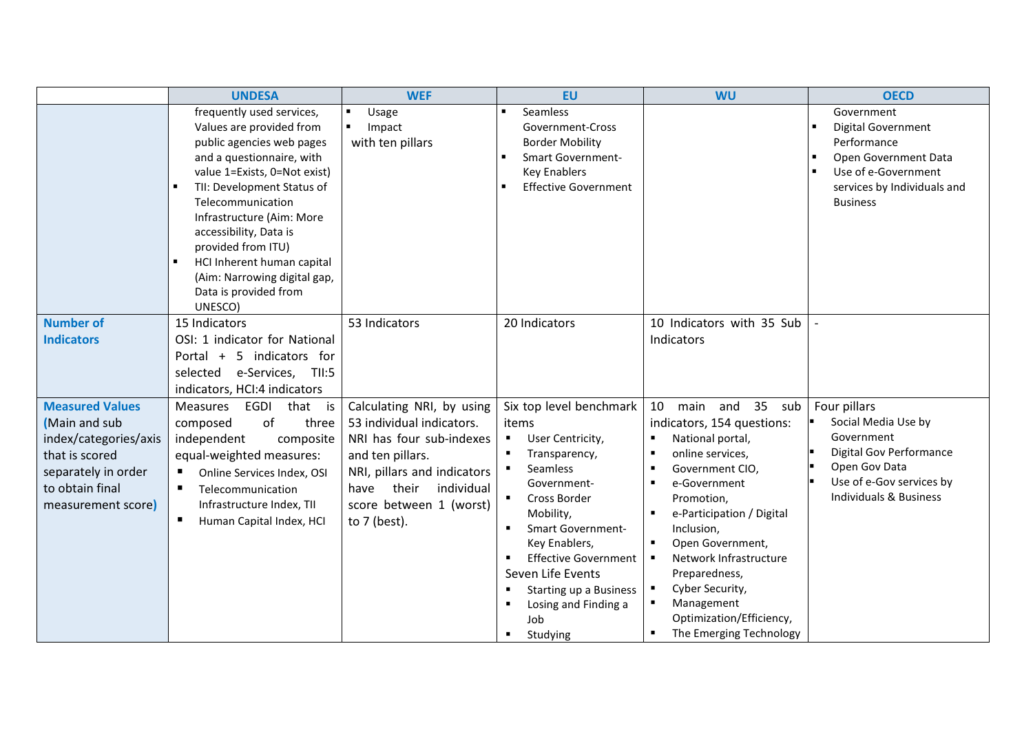| | UNDESA | WEF | EU | WU | OECD |
|---|---|---|---|---|---|
| | frequently used services, Values are provided from public agencies web pages and a questionnaire, with value 1=Exists, 0=Not exist)<br>▪ TII: Development Status of Telecommunication Infrastructure (Aim: More accessibility, Data is provided from ITU)<br>▪ HCI Inherent human capital (Aim: Narrowing digital gap, Data is provided from UNESCO) | ▪ Usage<br>▪ Impact<br>with ten pillars | ▪ Seamless Government-Cross Border Mobility<br>▪ Smart Government-Key Enablers<br>▪ Effective Government | | Government<br>▪ Digital Government Performance<br>▪ Open Government Data<br>▪ Use of e-Government services by Individuals and Business |
| **Number of Indicators** | 15 Indicators<br>OSI: 1 indicator for National Portal + 5 indicators for selected e-Services, TII:5 indicators, HCI:4 indicators | 53 Indicators | 20 Indicators | 10 Indicators with 35 Sub Indicators | - |
| **Measured Values (Main and sub index/categories/axis that is scored separately in order to obtain final measurement score)** | Measures EGDI that is composed of three independent composite equal-weighted measures:<br>▪ Online Services Index, OSI<br>▪ Telecommunication Infrastructure Index, TII<br>▪ Human Capital Index, HCI | Calculating NRI, by using 53 individual indicators.<br>NRI has four sub-indexes and ten pillars.<br>NRI, pillars and indicators have their individual score between 1 (worst) to 7 (best). | Six top level benchmark items<br>▪ User Centricity,<br>▪ Transparency,<br>▪ Seamless Government-<br>▪ Cross Border Mobility,<br>▪ Smart Government-Key Enablers,<br>▪ Effective Government<br>Seven Life Events<br>▪ Starting up a Business<br>▪ Losing and Finding a Job<br>▪ Studying | 10 main and 35 sub indicators, 154 questions:<br>▪ National portal,<br>▪ online services,<br>▪ Government CIO,<br>▪ e-Government Promotion,<br>▪ e-Participation / Digital Inclusion,<br>▪ Open Government,<br>▪ Network Infrastructure Preparedness,<br>▪ Cyber Security,<br>▪ Management Optimization/Efficiency,<br>▪ The Emerging Technology | Four pillars<br>▪ Social Media Use by Government<br>▪ Digital Gov Performance<br>▪ Open Gov Data<br>▪ Use of e-Gov services by Individuals & Business |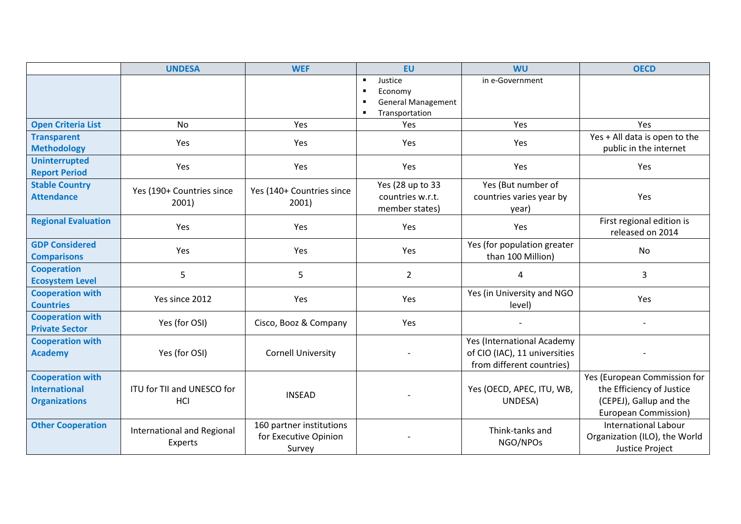| | UNDESA | WEF | EU | WU | OECD |
|---|---|---|---|---|---|
| | | | ▪ Justice<br>▪ Economy<br>▪ General Management<br>▪ Transportation | in e-Government | |
| **Open Criteria List** | No | Yes | Yes | Yes | Yes |
| **Transparent Methodology** | Yes | Yes | Yes | Yes | Yes + All data is open to the public in the internet |
| **Uninterrupted Report Period** | Yes | Yes | Yes | Yes | Yes |
| **Stable Country Attendance** | Yes (190+ Countries since 2001) | Yes (140+ Countries since 2001) | Yes (28 up to 33 countries w.r.t. member states) | Yes (But number of countries varies year by year) | Yes |
| **Regional Evaluation** | Yes | Yes | Yes | Yes | First regional edition is released on 2014 |
| **GDP Considered Comparisons** | Yes | Yes | Yes | Yes (for population greater than 100 Million) | No |
| **Cooperation Ecosystem Level** | 5 | 5 | 2 | 4 | 3 |
| **Cooperation with Countries** | Yes since 2012 | Yes | Yes | Yes (in University and NGO level) | Yes |
| **Cooperation with Private Sector** | Yes (for OSI) | Cisco, Booz & Company | Yes | - | - |
| **Cooperation with Academy** | Yes (for OSI) | Cornell University | - | Yes (International Academy of CIO (IAC), 11 universities from different countries) | - |
| **Cooperation with International Organizations** | ITU for TII and UNESCO for HCI | INSEAD | - | Yes (OECD, APEC, ITU, WB, UNDESA) | Yes (European Commission for the Efficiency of Justice (CEPEJ), Gallup and the European Commission) |
| **Other Cooperation** | International and Regional Experts | 160 partner institutions for Executive Opinion Survey | - | Think-tanks and NGO/NPOs | International Labour Organization (ILO), the World Justice Project |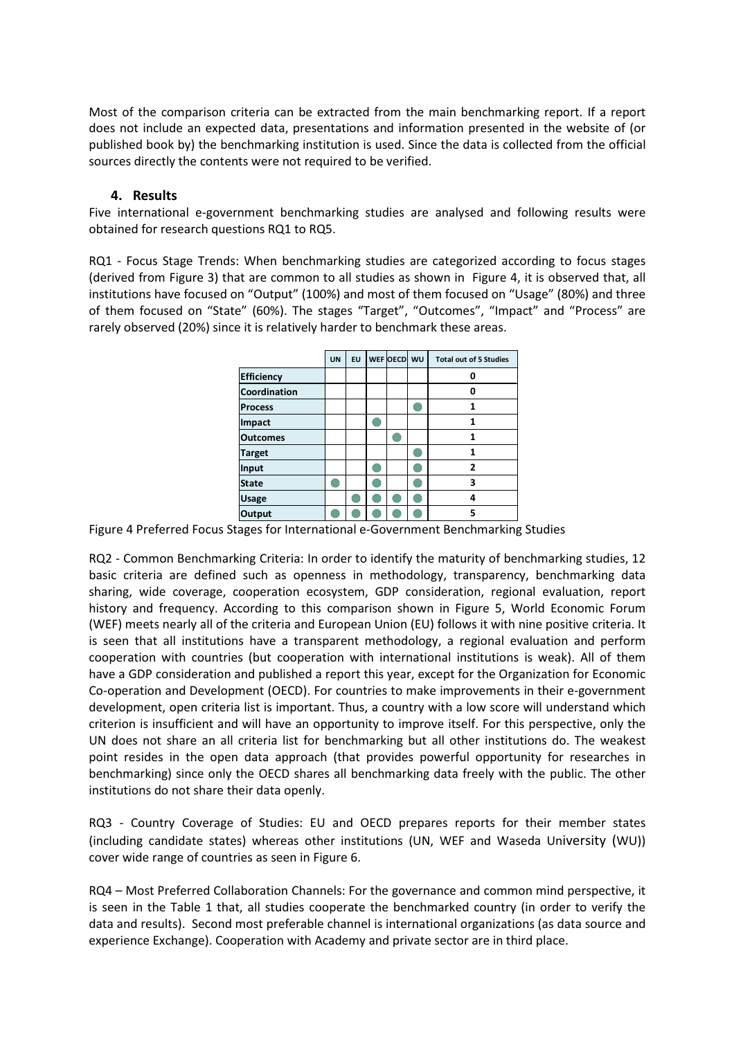Most of the comparison criteria can be extracted from the main benchmarking report. If a report does not include an expected data, presentations and information presented in the website of (or published book by) the benchmarking institution is used. Since the data is collected from the official sources directly the contents were not required to be verified.

## 4. Results

Five international e-government benchmarking studies are analysed and following results were obtained for research questions RQ1 to RQ5.

RQ1 - Focus Stage Trends: When benchmarking studies are categorized according to focus stages (derived from Figure 3) that are common to all studies as shown in Figure 4, it is observed that, all institutions have focused on "Output" (100%) and most of them focused on "Usage" (80%) and three of them focused on "State" (60%). The stages "Target", "Outcomes", "Impact" and "Process" are rarely observed (20%) since it is relatively harder to benchmark these areas.

| | UN | EU | WEF | OECD | WU | Total out of 5 Studies |
|---|---|---|---|---|---|---|
| Efficiency | | | | | | 0 |
| Coordination | | | | | | 0 |
| Process | | | | | ● | 1 |
| Impact | | | ● | | | 1 |
| Outcomes | | | | ● | | 1 |
| Target | | | | | ● | 1 |
| Input | | | ● | | ● | 2 |
| State | ● | | ● | | ● | 3 |
| Usage | | ● | ● | ● | ● | 4 |
| Output | ● | ● | ● | ● | ● | 5 |

Figure 4 Preferred Focus Stages for International e-Government Benchmarking Studies

RQ2 - Common Benchmarking Criteria: In order to identify the maturity of benchmarking studies, 12 basic criteria are defined such as openness in methodology, transparency, benchmarking data sharing, wide coverage, cooperation ecosystem, GDP consideration, regional evaluation, report history and frequency. According to this comparison shown in Figure 5, World Economic Forum (WEF) meets nearly all of the criteria and European Union (EU) follows it with nine positive criteria. It is seen that all institutions have a transparent methodology, a regional evaluation and perform cooperation with countries (but cooperation with international institutions is weak). All of them have a GDP consideration and published a report this year, except for the Organization for Economic Co-operation and Development (OECD). For countries to make improvements in their e-government development, open criteria list is important. Thus, a country with a low score will understand which criterion is insufficient and will have an opportunity to improve itself. For this perspective, only the UN does not share an all criteria list for benchmarking but all other institutions do. The weakest point resides in the open data approach (that provides powerful opportunity for researches in benchmarking) since only the OECD shares all benchmarking data freely with the public. The other institutions do not share their data openly.

RQ3 - Country Coverage of Studies: EU and OECD prepares reports for their member states (including candidate states) whereas other institutions (UN, WEF and Waseda University (WU)) cover wide range of countries as seen in Figure 6.

RQ4 – Most Preferred Collaboration Channels: For the governance and common mind perspective, it is seen in the Table 1 that, all studies cooperate the benchmarked country (in order to verify the data and results). Second most preferable channel is international organizations (as data source and experience Exchange). Cooperation with Academy and private sector are in third place.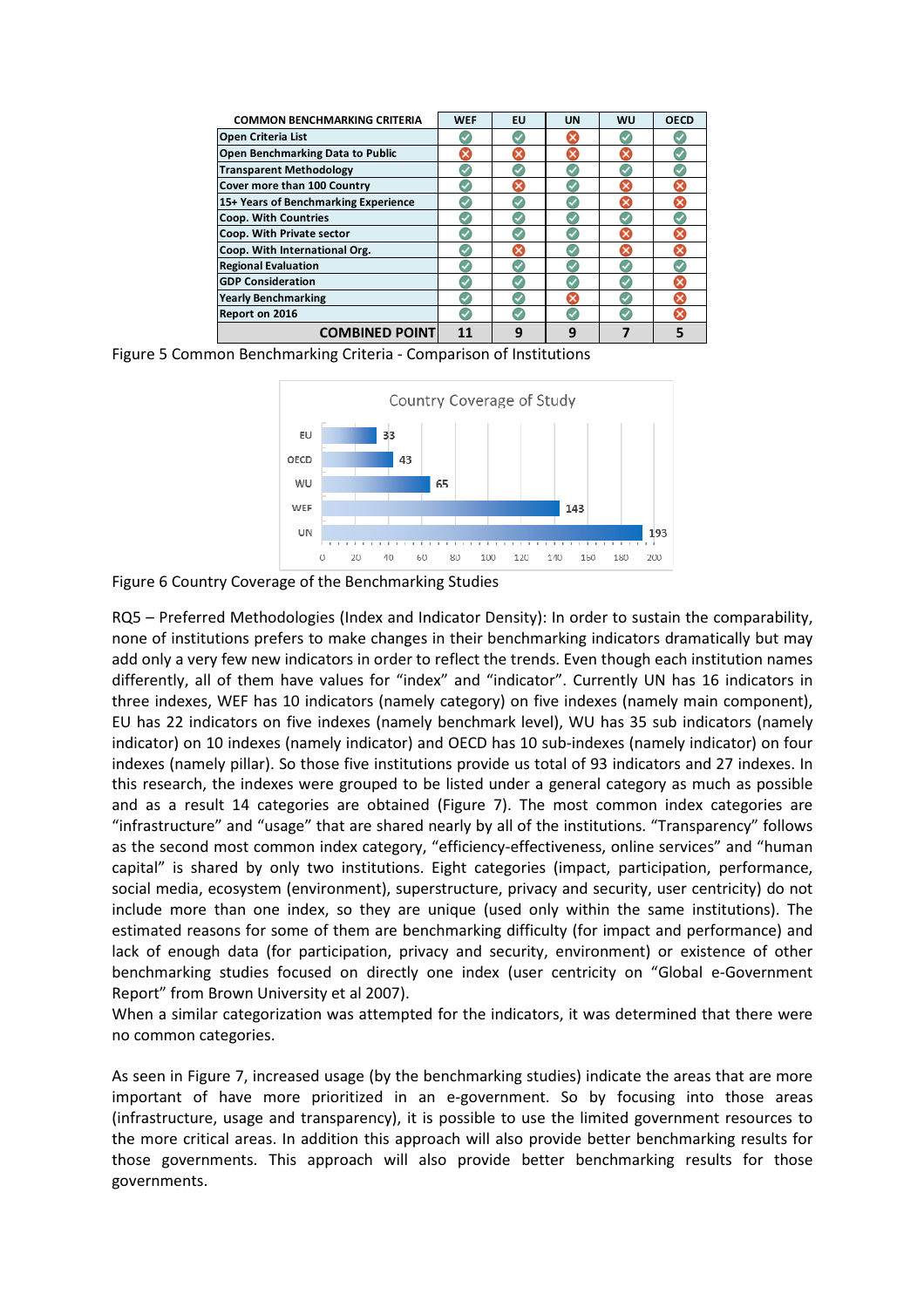| COMMON BENCHMARKING CRITERIA | WEF | EU | UN | WU | OECD |
|---|---|---|---|---|---|
| Open Criteria List | ✓ | ✓ | ✗ | ✓ | ✓ |
| Open Benchmarking Data to Public | ✗ | ✗ | ✗ | ✗ | ✓ |
| Transparent Methodology | ✓ | ✓ | ✓ | ✓ | ✓ |
| Cover more than 100 Country | ✓ | ✗ | ✓ | ✗ | ✗ |
| 15+ Years of Benchmarking Experience | ✓ | ✓ | ✓ | ✗ | ✗ |
| Coop. With Countries | ✓ | ✓ | ✓ | ✓ | ✓ |
| Coop. With Private sector | ✓ | ✓ | ✓ | ✗ | ✗ |
| Coop. With International Org. | ✓ | ✗ | ✓ | ✗ | ✗ |
| Regional Evaluation | ✓ | ✓ | ✓ | ✓ | ✓ |
| GDP Consideration | ✓ | ✓ | ✓ | ✓ | ✗ |
| Yearly Benchmarking | ✓ | ✓ | ✗ | ✓ | ✗ |
| Report on 2016 | ✓ | ✓ | ✓ | ✓ | ✗ |
| **COMBINED POINT** | **11** | **9** | **9** | **7** | **5** |

Figure 5 Common Benchmarking Criteria - Comparison of Institutions

| Country Coverage of Study | |
|---|---|
| EU | 33 |
| OECD | 43 |
| WU | 65 |
| WEF | 143 |
| UN | 193 |

Figure 6 Country Coverage of the Benchmarking Studies

RQ5 – Preferred Methodologies (Index and Indicator Density): In order to sustain the comparability, none of institutions prefers to make changes in their benchmarking indicators dramatically but may add only a very few new indicators in order to reflect the trends. Even though each institution names differently, all of them have values for "index" and "indicator". Currently UN has 16 indicators in three indexes, WEF has 10 indicators (namely category) on five indexes (namely main component), EU has 22 indicators on five indexes (namely benchmark level), WU has 35 sub indicators (namely indicator) on 10 indexes (namely indicator) and OECD has 10 sub-indexes (namely indicator) on four indexes (namely pillar). So those five institutions provide us total of 93 indicators and 27 indexes. In this research, the indexes were grouped to be listed under a general category as much as possible and as a result 14 categories are obtained (Figure 7). The most common index categories are "infrastructure" and "usage" that are shared nearly by all of the institutions. "Transparency" follows as the second most common index category, "efficiency-effectiveness, online services" and "human capital" is shared by only two institutions. Eight categories (impact, participation, performance, social media, ecosystem (environment), superstructure, privacy and security, user centricity) do not include more than one index, so they are unique (used only within the same institutions). The estimated reasons for some of them are benchmarking difficulty (for impact and performance) and lack of enough data (for participation, privacy and security, environment) or existence of other benchmarking studies focused on directly one index (user centricity on "Global e-Government Report" from Brown University et al 2007).
When a similar categorization was attempted for the indicators, it was determined that there were no common categories.

As seen in Figure 7, increased usage (by the benchmarking studies) indicate the areas that are more important of have more prioritized in an e-government. So by focusing into those areas (infrastructure, usage and transparency), it is possible to use the limited government resources to the more critical areas. In addition this approach will also provide better benchmarking results for those governments. This approach will also provide better benchmarking results for those governments.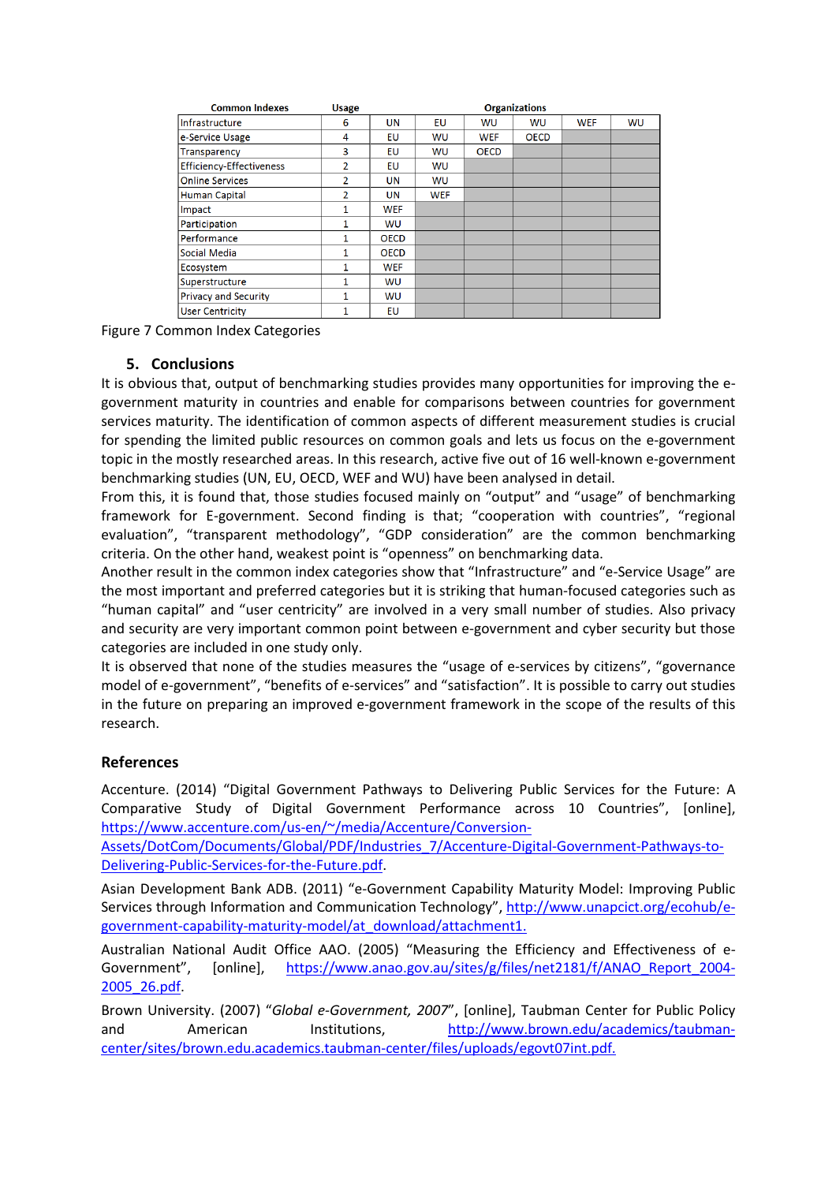| Common Indexes | Usage | Organizations | | | | | |
|---|---|---|---|---|---|---|---|
| Infrastructure | 6 | UN | EU | WU | WU | WEF | WU |
| e-Service Usage | 4 | EU | WU | WEF | OECD | | |
| Transparency | 3 | EU | WU | OECD | | | |
| Efficiency-Effectiveness | 2 | EU | WU | | | | |
| Online Services | 2 | UN | WU | | | | |
| Human Capital | 2 | UN | WEF | | | | |
| Impact | 1 | WEF | | | | | |
| Participation | 1 | WU | | | | | |
| Performance | 1 | OECD | | | | | |
| Social Media | 1 | OECD | | | | | |
| Ecosystem | 1 | WEF | | | | | |
| Superstructure | 1 | WU | | | | | |
| Privacy and Security | 1 | WU | | | | | |
| User Centricity | 1 | EU | | | | | |

Figure 7 Common Index Categories

## 5. Conclusions

It is obvious that, output of benchmarking studies provides many opportunities for improving the e-government maturity in countries and enable for comparisons between countries for government services maturity. The identification of common aspects of different measurement studies is crucial for spending the limited public resources on common goals and lets us focus on the e-government topic in the mostly researched areas. In this research, active five out of 16 well-known e-government benchmarking studies (UN, EU, OECD, WEF and WU) have been analysed in detail.

From this, it is found that, those studies focused mainly on "output" and "usage" of benchmarking framework for E-government. Second finding is that; "cooperation with countries", "regional evaluation", "transparent methodology", "GDP consideration" are the common benchmarking criteria. On the other hand, weakest point is "openness" on benchmarking data.

Another result in the common index categories show that "Infrastructure" and "e-Service Usage" are the most important and preferred categories but it is striking that human-focused categories such as "human capital" and "user centricity" are involved in a very small number of studies. Also privacy and security are very important common point between e-government and cyber security but those categories are included in one study only.

It is observed that none of the studies measures the "usage of e-services by citizens", "governance model of e-government", "benefits of e-services" and "satisfaction". It is possible to carry out studies in the future on preparing an improved e-government framework in the scope of the results of this research.

## References

Accenture. (2014) "Digital Government Pathways to Delivering Public Services for the Future: A Comparative Study of Digital Government Performance across 10 Countries", [online], https://www.accenture.com/us-en/~/media/Accenture/Conversion-Assets/DotCom/Documents/Global/PDF/Industries_7/Accenture-Digital-Government-Pathways-to-Delivering-Public-Services-for-the-Future.pdf.

Asian Development Bank ADB. (2011) "e-Government Capability Maturity Model: Improving Public Services through Information and Communication Technology", http://www.unapcict.org/ecohub/e-government-capability-maturity-model/at_download/attachment1.

Australian National Audit Office AAO. (2005) "Measuring the Efficiency and Effectiveness of e-Government", [online], https://www.anao.gov.au/sites/g/files/net2181/f/ANAO_Report_2004-2005_26.pdf.

Brown University. (2007) "*Global e-Government, 2007*", [online], Taubman Center for Public Policy and American Institutions, http://www.brown.edu/academics/taubman-center/sites/brown.edu.academics.taubman-center/files/uploads/egovt07int.pdf.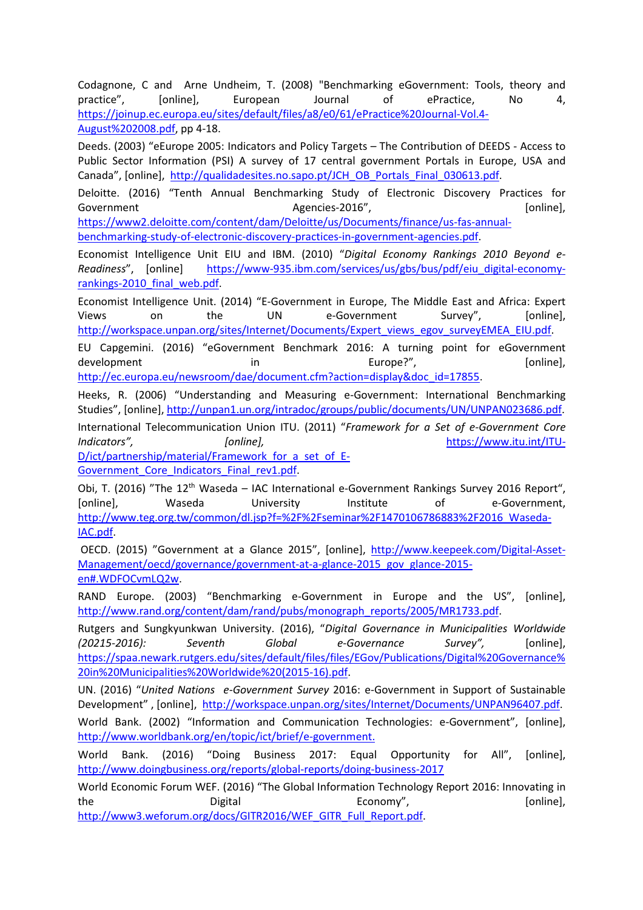Codagnone, C and Arne Undheim, T. (2008) "Benchmarking eGovernment: Tools, theory and practice", [online], European Journal of ePractice, No 4, https://joinup.ec.europa.eu/sites/default/files/a8/e0/61/ePractice%20Journal-Vol.4-August%202008.pdf, pp 4-18.

Deeds. (2003) "eEurope 2005: Indicators and Policy Targets – The Contribution of DEEDS - Access to Public Sector Information (PSI) A survey of 17 central government Portals in Europe, USA and Canada", [online], http://qualidadesites.no.sapo.pt/JCH_OB_Portals_Final_030613.pdf.

Deloitte. (2016) "Tenth Annual Benchmarking Study of Electronic Discovery Practices for Government Agencies-2016", [online], https://www2.deloitte.com/content/dam/Deloitte/us/Documents/finance/us-fas-annual-benchmarking-study-of-electronic-discovery-practices-in-government-agencies.pdf.

Economist Intelligence Unit EIU and IBM. (2010) "*Digital Economy Rankings 2010 Beyond e-Readiness*", [online] https://www-935.ibm.com/services/us/gbs/bus/pdf/eiu_digital-economy-rankings-2010_final_web.pdf.

Economist Intelligence Unit. (2014) "E-Government in Europe, The Middle East and Africa: Expert Views on the UN e-Government Survey", [online], http://workspace.unpan.org/sites/Internet/Documents/Expert_views_egov_surveyEMEA_EIU.pdf.

EU Capgemini. (2016) "eGovernment Benchmark 2016: A turning point for eGovernment development in Europe?", [online], http://ec.europa.eu/newsroom/dae/document.cfm?action=display&doc_id=17855.

Heeks, R. (2006) "Understanding and Measuring e-Government: International Benchmarking Studies", [online], http://unpan1.un.org/intradoc/groups/public/documents/UN/UNPAN023686.pdf.

International Telecommunication Union ITU. (2011) "*Framework for a Set of e-Government Core Indicators", [online],* https://www.itu.int/ITU-D/ict/partnership/material/Framework_for_a_set_of_E-Government_Core_Indicators_Final_rev1.pdf.

Obi, T. (2016) "The 12th Waseda – IAC International e-Government Rankings Survey 2016 Report", [online], Waseda University Institute of e-Government, http://www.teg.org.tw/common/dl.jsp?f=%2F%2Fseminar%2F1470106786883%2F2016_Waseda-IAC.pdf.

OECD. (2015) "Government at a Glance 2015", [online], http://www.keepeek.com/Digital-Asset-Management/oecd/governance/government-at-a-glance-2015_gov_glance-2015-en#.WDFOCvmLQ2w.

RAND Europe. (2003) "Benchmarking e-Government in Europe and the US", [online], http://www.rand.org/content/dam/rand/pubs/monograph_reports/2005/MR1733.pdf.

Rutgers and Sungkyunkwan University. (2016), "*Digital Governance in Municipalities Worldwide (20215-2016): Seventh Global e-Governance Survey",* [online], https://spaa.newark.rutgers.edu/sites/default/files/files/EGov/Publications/Digital%20Governance%20in%20Municipalities%20Worldwide%20(2015-16).pdf.

UN. (2016) "*United Nations e-Government Survey* 2016: e-Government in Support of Sustainable Development" , [online], http://workspace.unpan.org/sites/Internet/Documents/UNPAN96407.pdf.

World Bank. (2002) "Information and Communication Technologies: e-Government", [online], http://www.worldbank.org/en/topic/ict/brief/e-government.

World Bank. (2016) "Doing Business 2017: Equal Opportunity for All", [online], http://www.doingbusiness.org/reports/global-reports/doing-business-2017

World Economic Forum WEF. (2016) "The Global Information Technology Report 2016: Innovating in the Digital Economy", [online], http://www3.weforum.org/docs/GITR2016/WEF_GITR_Full_Report.pdf.